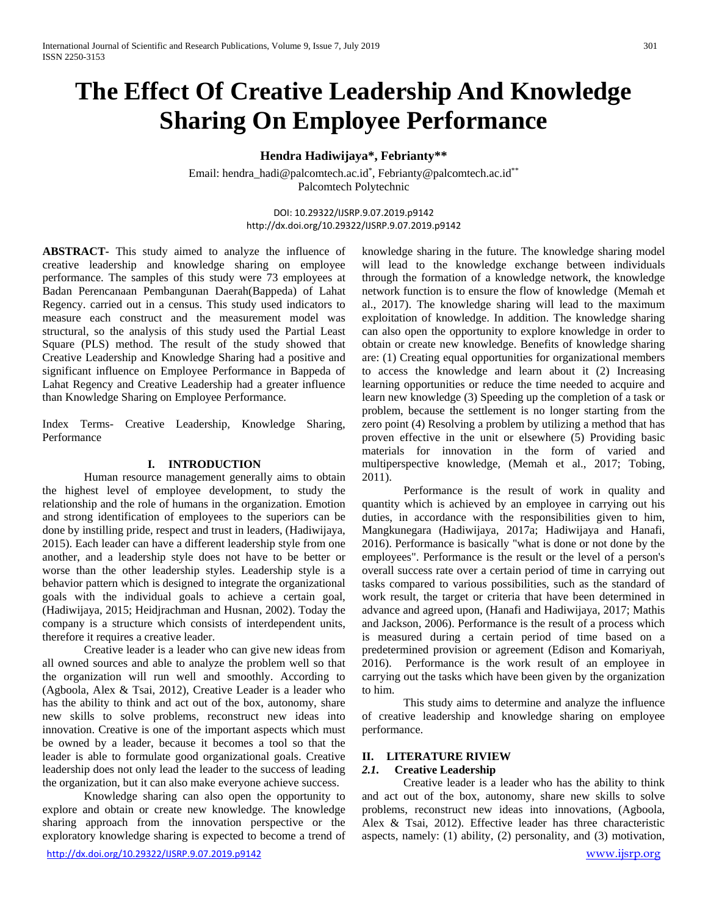# The Effect Of Creative Leadership And Knowledge Sharing On Employee Performance

**Hendra Hadiwijaya\*, Febrianty\*\***

Email: hendra_hadi@palcomtech.ac.id[*], Febrianty@palcomtech.ac.id[**]
Palcomtech Polytechnic

DOI: 10.29322/IJSRP.9.07.2019.p9142
http://dx.doi.org/10.29322/IJSRP.9.07.2019.p9142

**ABSTRACT-** This study aimed to analyze the influence of creative leadership and knowledge sharing on employee performance. The samples of this study were 73 employees at Badan Perencanaan Pembangunan Daerah(Bappeda) of Lahat Regency. carried out in a census. This study used indicators to measure each construct and the measurement model was structural, so the analysis of this study used the Partial Least Square (PLS) method. The result of the study showed that Creative Leadership and Knowledge Sharing had a positive and significant influence on Employee Performance in Bappeda of Lahat Regency and Creative Leadership had a greater influence than Knowledge Sharing on Employee Performance.

Index Terms- Creative Leadership, Knowledge Sharing, Performance

## I. INTRODUCTION

Human resource management generally aims to obtain the highest level of employee development, to study the relationship and the role of humans in the organization. Emotion and strong identification of employees to the superiors can be done by instilling pride, respect and trust in leaders, (Hadiwijaya, 2015). Each leader can have a different leadership style from one another, and a leadership style does not have to be better or worse than the other leadership styles. Leadership style is a behavior pattern which is designed to integrate the organizational goals with the individual goals to achieve a certain goal, (Hadiwijaya, 2015; Heidjrachman and Husnan, 2002). Today the company is a structure which consists of interdependent units, therefore it requires a creative leader.

Creative leader is a leader who can give new ideas from all owned sources and able to analyze the problem well so that the organization will run well and smoothly. According to (Agboola, Alex & Tsai, 2012), Creative Leader is a leader who has the ability to think and act out of the box, autonomy, share new skills to solve problems, reconstruct new ideas into innovation. Creative is one of the important aspects which must be owned by a leader, because it becomes a tool so that the leader is able to formulate good organizational goals. Creative leadership does not only lead the leader to the success of leading the organization, but it can also make everyone achieve success.

Knowledge sharing can also open the opportunity to explore and obtain or create new knowledge. The knowledge sharing approach from the innovation perspective or the exploratory knowledge sharing is expected to become a trend of knowledge sharing in the future. The knowledge sharing model will lead to the knowledge exchange between individuals through the formation of a knowledge network, the knowledge network function is to ensure the flow of knowledge (Memah et al., 2017). The knowledge sharing will lead to the maximum exploitation of knowledge. In addition. The knowledge sharing can also open the opportunity to explore knowledge in order to obtain or create new knowledge. Benefits of knowledge sharing are: (1) Creating equal opportunities for organizational members to access the knowledge and learn about it (2) Increasing learning opportunities or reduce the time needed to acquire and learn new knowledge (3) Speeding up the completion of a task or problem, because the settlement is no longer starting from the zero point (4) Resolving a problem by utilizing a method that has proven effective in the unit or elsewhere (5) Providing basic materials for innovation in the form of varied and multiperspective knowledge, (Memah et al., 2017; Tobing, 2011).

Performance is the result of work in quality and quantity which is achieved by an employee in carrying out his duties, in accordance with the responsibilities given to him, Mangkunegara (Hadiwijaya, 2017a; Hadiwijaya and Hanafi, 2016). Performance is basically "what is done or not done by the employees". Performance is the result or the level of a person's overall success rate over a certain period of time in carrying out tasks compared to various possibilities, such as the standard of work result, the target or criteria that have been determined in advance and agreed upon, (Hanafi and Hadiwijaya, 2017; Mathis and Jackson, 2006). Performance is the result of a process which is measured during a certain period of time based on a predetermined provision or agreement (Edison and Komariyah, 2016). Performance is the work result of an employee in carrying out the tasks which have been given by the organization to him.

This study aims to determine and analyze the influence of creative leadership and knowledge sharing on employee performance.

## II. LITERATURE RIVIEW

### 2.1. Creative Leadership

Creative leader is a leader who has the ability to think and act out of the box, autonomy, share new skills to solve problems, reconstruct new ideas into innovations, (Agboola, Alex & Tsai, 2012). Effective leader has three characteristic aspects, namely: (1) ability, (2) personality, and (3) motivation,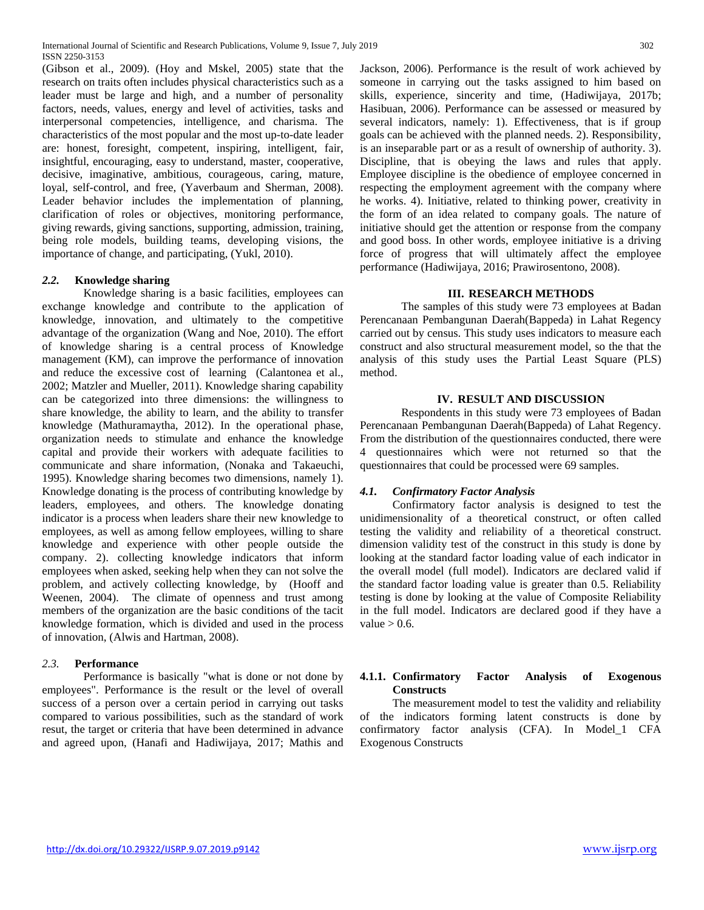(Gibson et al., 2009). (Hoy and Mskel, 2005) state that the research on traits often includes physical characteristics such as a leader must be large and high, and a number of personality factors, needs, values, energy and level of activities, tasks and interpersonal competencies, intelligence, and charisma. The characteristics of the most popular and the most up-to-date leader are: honest, foresight, competent, inspiring, intelligent, fair, insightful, encouraging, easy to understand, master, cooperative, decisive, imaginative, ambitious, courageous, caring, mature, loyal, self-control, and free, (Yaverbaum and Sherman, 2008). Leader behavior includes the implementation of planning, clarification of roles or objectives, monitoring performance, giving rewards, giving sanctions, supporting, admission, training, being role models, building teams, developing visions, the importance of change, and participating, (Yukl, 2010).

### *2.2.* Knowledge sharing

Knowledge sharing is a basic facilities, employees can exchange knowledge and contribute to the application of knowledge, innovation, and ultimately to the competitive advantage of the organization (Wang and Noe, 2010). The effort of knowledge sharing is a central process of Knowledge management (KM), can improve the performance of innovation and reduce the excessive cost of learning (Calantonea et al., 2002; Matzler and Mueller, 2011). Knowledge sharing capability can be categorized into three dimensions: the willingness to share knowledge, the ability to learn, and the ability to transfer knowledge (Mathuramaytha, 2012). In the operational phase, organization needs to stimulate and enhance the knowledge capital and provide their workers with adequate facilities to communicate and share information, (Nonaka and Takaeuchi, 1995). Knowledge sharing becomes two dimensions, namely 1). Knowledge donating is the process of contributing knowledge by leaders, employees, and others. The knowledge donating indicator is a process when leaders share their new knowledge to employees, as well as among fellow employees, willing to share knowledge and experience with other people outside the company. 2). collecting knowledge indicators that inform employees when asked, seeking help when they can not solve the problem, and actively collecting knowledge, by (Hooff and Weenen, 2004). The climate of openness and trust among members of the organization are the basic conditions of the tacit knowledge formation, which is divided and used in the process of innovation, (Alwis and Hartman, 2008).

### *2.3.* Performance

Performance is basically "what is done or not done by employees". Performance is the result or the level of overall success of a person over a certain period in carrying out tasks compared to various possibilities, such as the standard of work resut, the target or criteria that have been determined in advance and agreed upon, (Hanafi and Hadiwijaya, 2017; Mathis and Jackson, 2006). Performance is the result of work achieved by someone in carrying out the tasks assigned to him based on skills, experience, sincerity and time, (Hadiwijaya, 2017b; Hasibuan, 2006). Performance can be assessed or measured by several indicators, namely: 1). Effectiveness, that is if group goals can be achieved with the planned needs. 2). Responsibility, is an inseparable part or as a result of ownership of authority. 3). Discipline, that is obeying the laws and rules that apply. Employee discipline is the obedience of employee concerned in respecting the employment agreement with the company where he works. 4). Initiative, related to thinking power, creativity in the form of an idea related to company goals. The nature of initiative should get the attention or response from the company and good boss. In other words, employee initiative is a driving force of progress that will ultimately affect the employee performance (Hadiwijaya, 2016; Prawirosentono, 2008).

## III. RESEARCH METHODS

The samples of this study were 73 employees at Badan Perencanaan Pembangunan Daerah(Bappeda) in Lahat Regency carried out by census. This study uses indicators to measure each construct and also structural measurement model, so the that the analysis of this study uses the Partial Least Square (PLS) method.

## IV. RESULT AND DISCUSSION

Respondents in this study were 73 employees of Badan Perencanaan Pembangunan Daerah(Bappeda) of Lahat Regency. From the distribution of the questionnaires conducted, there were 4 questionnaires which were not returned so that the questionnaires that could be processed were 69 samples.

### *4.1. Confirmatory Factor Analysis*

Confirmatory factor analysis is designed to test the unidimensionality of a theoretical construct, or often called testing the validity and reliability of a theoretical construct. dimension validity test of the construct in this study is done by looking at the standard factor loading value of each indicator in the overall model (full model). Indicators are declared valid if the standard factor loading value is greater than 0.5. Reliability testing is done by looking at the value of Composite Reliability in the full model. Indicators are declared good if they have a value > 0.6.

#### 4.1.1. Confirmatory Factor Analysis of Exogenous Constructs

The measurement model to test the validity and reliability of the indicators forming latent constructs is done by confirmatory factor analysis (CFA). In Model_1 CFA Exogenous Constructs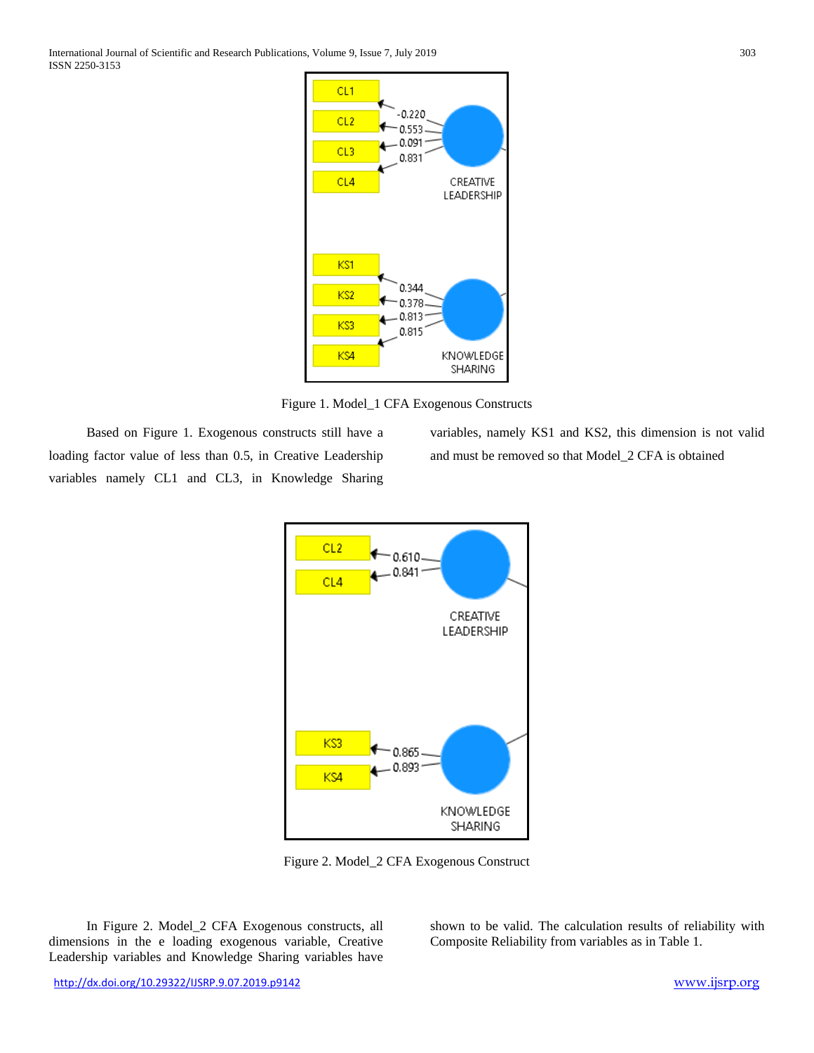Figure 1. Model_1 CFA Exogenous Constructs

Based on Figure 1. Exogenous constructs still have a loading factor value of less than 0.5, in Creative Leadership variables namely CL1 and CL3, in Knowledge Sharing variables, namely KS1 and KS2, this dimension is not valid and must be removed so that Model_2 CFA is obtained

Figure 2. Model_2 CFA Exogenous Construct

In Figure 2. Model_2 CFA Exogenous constructs, all dimensions in the e loading exogenous variable, Creative Leadership variables and Knowledge Sharing variables have shown to be valid. The calculation results of reliability with Composite Reliability from variables as in Table 1.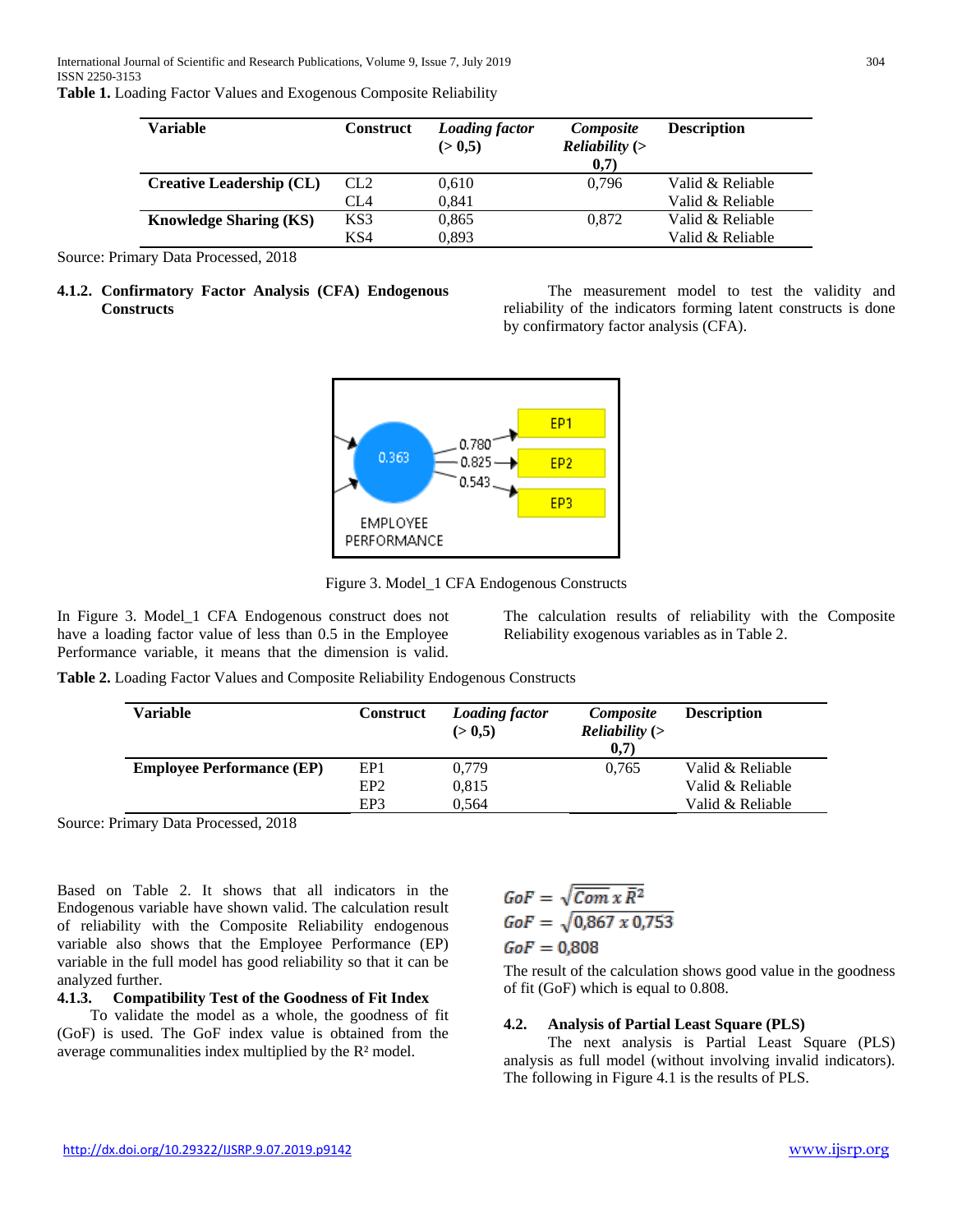**Table 1.** Loading Factor Values and Exogenous Composite Reliability

| Variable | Construct | *Loading factor* (> 0,5) | *Composite Reliability* (> 0,7) | Description |
|---|---|---|---|---|
| **Creative Leadership (CL)** | CL2 | 0,610 | 0,796 | Valid & Reliable |
| | CL4 | 0,841 | | Valid & Reliable |
| **Knowledge Sharing (KS)** | KS3 | 0,865 | 0,872 | Valid & Reliable |
| | KS4 | 0,893 | | Valid & Reliable |

Source: Primary Data Processed, 2018

### 4.1.2. Confirmatory Factor Analysis (CFA) Endogenous Constructs

The measurement model to test the validity and reliability of the indicators forming latent constructs is done by confirmatory factor analysis (CFA).

Figure 3. Model_1 CFA Endogenous Constructs

In Figure 3. Model_1 CFA Endogenous construct does not have a loading factor value of less than 0.5 in the Employee Performance variable, it means that the dimension is valid. The calculation results of reliability with the Composite Reliability exogenous variables as in Table 2.

**Table 2.** Loading Factor Values and Composite Reliability Endogenous Constructs

| Variable | Construct | *Loading factor* (> 0,5) | *Composite Reliability* (> 0,7) | Description |
|---|---|---|---|---|
| **Employee Performance (EP)** | EP1 | 0,779 | 0,765 | Valid & Reliable |
| | EP2 | 0,815 | | Valid & Reliable |
| | EP3 | 0,564 | | Valid & Reliable |

Source: Primary Data Processed, 2018

Based on Table 2. It shows that all indicators in the Endogenous variable have shown valid. The calculation result of reliability with the Composite Reliability endogenous variable also shows that the Employee Performance (EP) variable in the full model has good reliability so that it can be analyzed further.

### 4.1.3. Compatibility Test of the Goodness of Fit Index

To validate the model as a whole, the goodness of fit (GoF) is used. The GoF index value is obtained from the average communalities index multiplied by the $R^2$ model.

$$GoF = \sqrt{\overline{Com} \; x \; \bar{R}^2}$$

$$GoF = \sqrt{0{,}867 \; x \; 0{,}753}$$

$$GoF = 0{,}808$$

The result of the calculation shows good value in the goodness of fit (GoF) which is equal to 0.808.

## 4.2. Analysis of Partial Least Square (PLS)

The next analysis is Partial Least Square (PLS) analysis as full model (without involving invalid indicators). The following in Figure 4.1 is the results of PLS.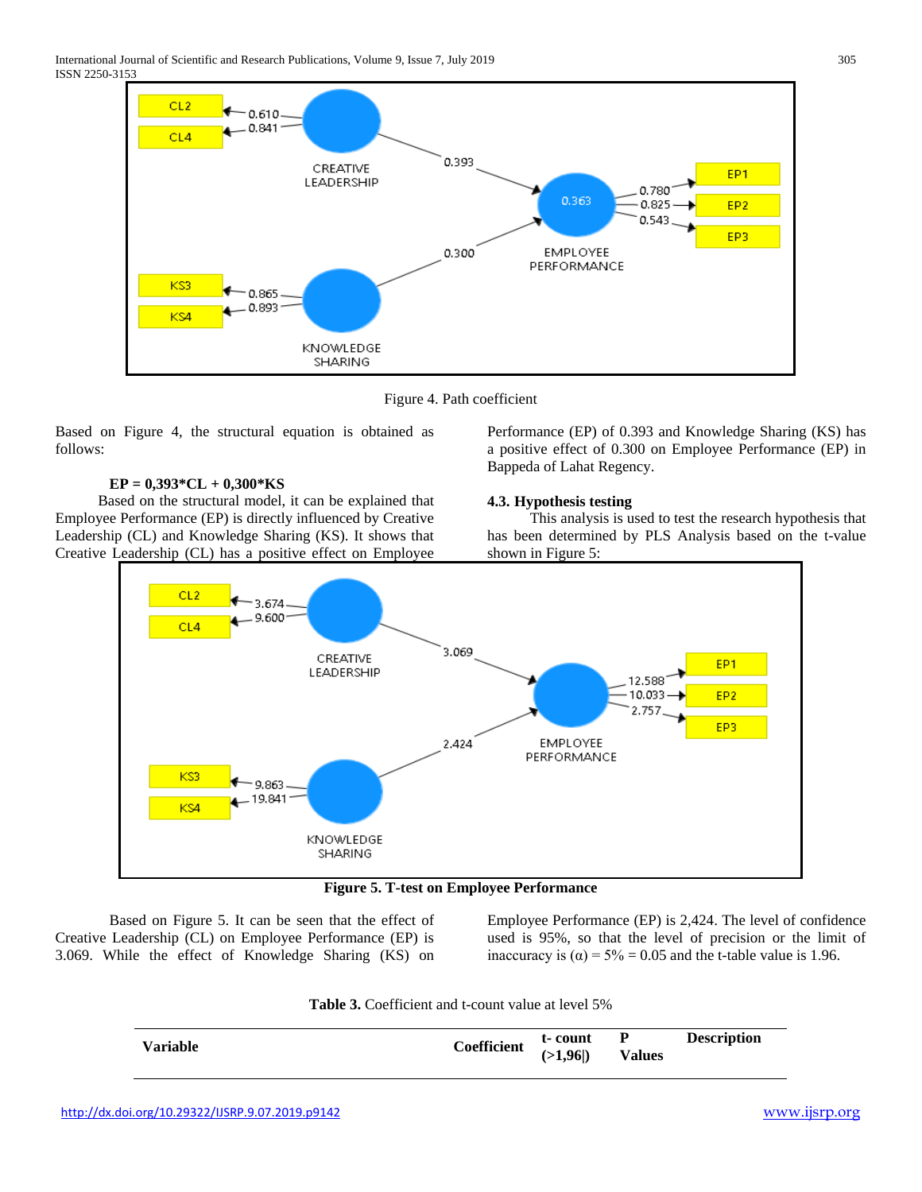Figure 4. Path coefficient

Based on Figure 4, the structural equation is obtained as follows:

**EP = 0,393*CL + 0,300*KS**

Based on the structural model, it can be explained that Employee Performance (EP) is directly influenced by Creative Leadership (CL) and Knowledge Sharing (KS). It shows that Creative Leadership (CL) has a positive effect on Employee Performance (EP) of 0.393 and Knowledge Sharing (KS) has a positive effect of 0.300 on Employee Performance (EP) in Bappeda of Lahat Regency.

### 4.3. Hypothesis testing

This analysis is used to test the research hypothesis that has been determined by PLS Analysis based on the t-value shown in Figure 5:

**Figure 5. T-test on Employee Performance**

Based on Figure 5. It can be seen that the effect of Creative Leadership (CL) on Employee Performance (EP) is 3.069. While the effect of Knowledge Sharing (KS) on Employee Performance (EP) is 2,424. The level of confidence used is 95%, so that the level of precision or the limit of inaccuracy is (α) = 5% = 0.05 and the t-table value is 1.96.

**Table 3.** Coefficient and t-count value at level 5%

| Variable | Coefficient | t- count (>1,96\|) | P Values | Description |
|---|---|---|---|---|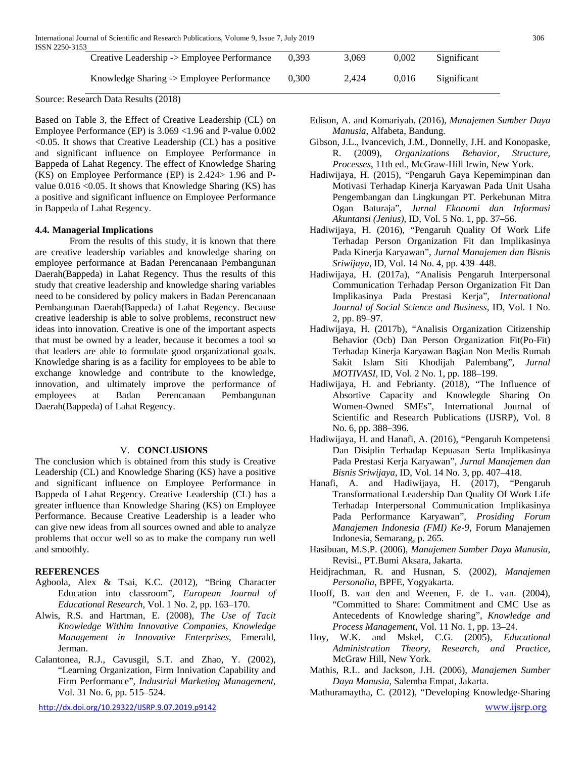| Creative Leadership -> Employee Performance | 0,393 | 3,069 | 0,002 | Significant |
|---|---|---|---|---|
| Knowledge Sharing -> Employee Performance | 0,300 | 2,424 | 0,016 | Significant |

Source: Research Data Results (2018)

Based on Table 3, the Effect of Creative Leadership (CL) on Employee Performance (EP) is 3.069 <1.96 and P-value 0.002 <0.05. It shows that Creative Leadership (CL) has a positive and significant influence on Employee Performance in Bappeda of Lahat Regency. The effect of Knowledge Sharing (KS) on Employee Performance (EP) is 2.424> 1.96 and P-value 0.016 <0.05. It shows that Knowledge Sharing (KS) has a positive and significant influence on Employee Performance in Bappeda of Lahat Regency.

### 4.4. Managerial Implications

From the results of this study, it is known that there are creative leadership variables and knowledge sharing on employee performance at Badan Perencanaan Pembangunan Daerah(Bappeda) in Lahat Regency. Thus the results of this study that creative leadership and knowledge sharing variables need to be considered by policy makers in Badan Perencanaan Pembangunan Daerah(Bappeda) of Lahat Regency. Because creative leadership is able to solve problems, reconstruct new ideas into innovation. Creative is one of the important aspects that must be owned by a leader, because it becomes a tool so that leaders are able to formulate good organizational goals. Knowledge sharing is as a facility for employees to be able to exchange knowledge and contribute to the knowledge, innovation, and ultimately improve the performance of employees at Badan Perencanaan Pembangunan Daerah(Bappeda) of Lahat Regency.

## V. CONCLUSIONS

The conclusion which is obtained from this study is Creative Leadership (CL) and Knowledge Sharing (KS) have a positive and significant influence on Employee Performance in Bappeda of Lahat Regency. Creative Leadership (CL) has a greater influence than Knowledge Sharing (KS) on Employee Performance. Because Creative Leadership is a leader who can give new ideas from all sources owned and able to analyze problems that occur well so as to make the company run well and smoothly.

## REFERENCES

- Agboola, Alex & Tsai, K.C. (2012), "Bring Character Education into classroom", *European Journal of Educational Research*, Vol. 1 No. 2, pp. 163–170.
- Alwis, R.S. and Hartman, E. (2008), *The Use of Tacit Knowledge Withim Innovative Companies, Knowledge Management in Innovative Enterprises*, Emerald, Jerman.
- Calantonea, R.J., Cavusgil, S.T. and Zhao, Y. (2002), "Learning Organization, Firm Innivation Capability and Firm Performance", *Industrial Marketing Management*, Vol. 31 No. 6, pp. 515–524.
- Edison, A. and Komariyah. (2016), *Manajemen Sumber Daya Manusia*, Alfabeta, Bandung.
- Gibson, J.L., Ivancevich, J.M., Donnelly, J.H. and Konopaske, R. (2009), *Organizations Behavior, Structure, Processes*, 11th ed., McGraw-Hill Irwin, New York.
- Hadiwijaya, H. (2015), "Pengaruh Gaya Kepemimpinan dan Motivasi Terhadap Kinerja Karyawan Pada Unit Usaha Pengembangan dan Lingkungan PT. Perkebunan Mitra Ogan Baturaja", *Jurnal Ekonomi dan Informasi Akuntansi (Jenius)*, ID, Vol. 5 No. 1, pp. 37–56.
- Hadiwijaya, H. (2016), "Pengaruh Quality Of Work Life Terhadap Person Organization Fit dan Implikasinya Pada Kinerja Karyawan", *Jurnal Manajemen dan Bisnis Sriwijaya*, ID, Vol. 14 No. 4, pp. 439–448.
- Hadiwijaya, H. (2017a), "Analisis Pengaruh Interpersonal Communication Terhadap Person Organization Fit Dan Implikasinya Pada Prestasi Kerja", *International Journal of Social Science and Business*, ID, Vol. 1 No. 2, pp. 89–97.
- Hadiwijaya, H. (2017b), "Analisis Organization Citizenship Behavior (Ocb) Dan Person Organization Fit(Po-Fit) Terhadap Kinerja Karyawan Bagian Non Medis Rumah Sakit Islam Siti Khodijah Palembang", *Jurnal MOTIVASI*, ID, Vol. 2 No. 1, pp. 188–199.
- Hadiwijaya, H. and Febrianty. (2018), "The Influence of Absortive Capacity and Knowlegde Sharing On Women-Owned SMEs", International Journal of Scientific and Research Publications (IJSRP), Vol. 8 No. 6, pp. 388–396.
- Hadiwijaya, H. and Hanafi, A. (2016), "Pengaruh Kompetensi Dan Disiplin Terhadap Kepuasan Serta Implikasinya Pada Prestasi Kerja Karyawan", *Jurnal Manajemen dan Bisnis Sriwijaya*, ID, Vol. 14 No. 3, pp. 407–418.
- Hanafi, A. and Hadiwijaya, H. (2017), "Pengaruh Transformational Leadership Dan Quality Of Work Life Terhadap Interpersonal Communication Implikasinya Pada Performance Karyawan", *Prosiding Forum Manajemen Indonesia (FMI) Ke-9*, Forum Manajemen Indonesia, Semarang, p. 265.
- Hasibuan, M.S.P. (2006), *Manajemen Sumber Daya Manusia*, Revisi., PT.Bumi Aksara, Jakarta.
- Heidjrachman, R. and Husnan, S. (2002), *Manajemen Personalia*, BPFE, Yogyakarta.
- Hooff, B. van den and Weenen, F. de L. van. (2004), "Committed to Share: Commitment and CMC Use as Antecedents of Knowledge sharing", *Knowledge and Process Management*, Vol. 11 No. 1, pp. 13–24.
- Hoy, W.K. and Mskel, C.G. (2005), *Educational Administration Theory, Research, and Practice*, McGraw Hill, New York.
- Mathis, R.L. and Jackson, J.H. (2006), *Manajemen Sumber Daya Manusia*, Salemba Empat, Jakarta.
- Mathuramaytha, C. (2012), "Developing Knowledge-Sharing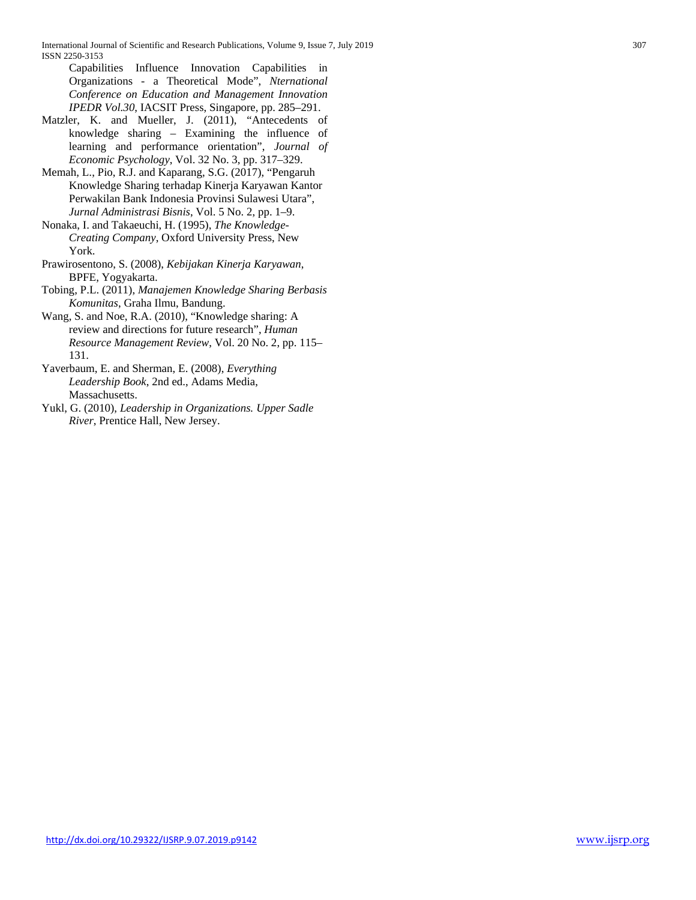Capabilities Influence Innovation Capabilities in Organizations - a Theoretical Mode", *Nternational Conference on Education and Management Innovation IPEDR Vol.30*, IACSIT Press, Singapore, pp. 285–291.

Matzler, K. and Mueller, J. (2011), "Antecedents of knowledge sharing – Examining the influence of learning and performance orientation", *Journal of Economic Psychology*, Vol. 32 No. 3, pp. 317–329.

Memah, L., Pio, R.J. and Kaparang, S.G. (2017), "Pengaruh Knowledge Sharing terhadap Kinerja Karyawan Kantor Perwakilan Bank Indonesia Provinsi Sulawesi Utara", *Jurnal Administrasi Bisnis*, Vol. 5 No. 2, pp. 1–9.

Nonaka, I. and Takaeuchi, H. (1995), *The Knowledge-Creating Company*, Oxford University Press, New York.

Prawirosentono, S. (2008), *Kebijakan Kinerja Karyawan*, BPFE, Yogyakarta.

Tobing, P.L. (2011), *Manajemen Knowledge Sharing Berbasis Komunitas*, Graha Ilmu, Bandung.

Wang, S. and Noe, R.A. (2010), "Knowledge sharing: A review and directions for future research", *Human Resource Management Review*, Vol. 20 No. 2, pp. 115–131.

Yaverbaum, E. and Sherman, E. (2008), *Everything Leadership Book*, 2nd ed., Adams Media, Massachusetts.

Yukl, G. (2010), *Leadership in Organizations. Upper Sadle River*, Prentice Hall, New Jersey.